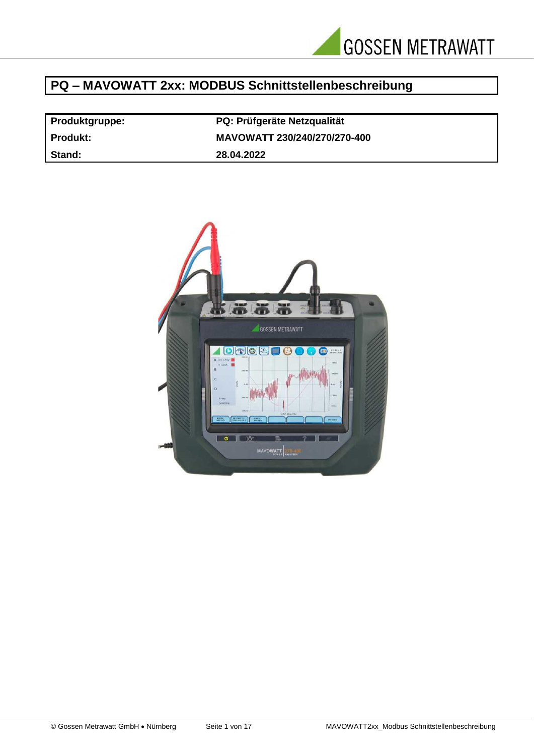# PQ – MAVOWATT 2xx: MODBUS Schnittstellenbeschreibung

| | |
|---|---|
| **Produktgruppe:** | **PQ: Prüfgeräte Netzqualität** |
| **Produkt:** | **MAVOWATT 230/240/270/270-400** |
| **Stand:** | **28.04.2022** |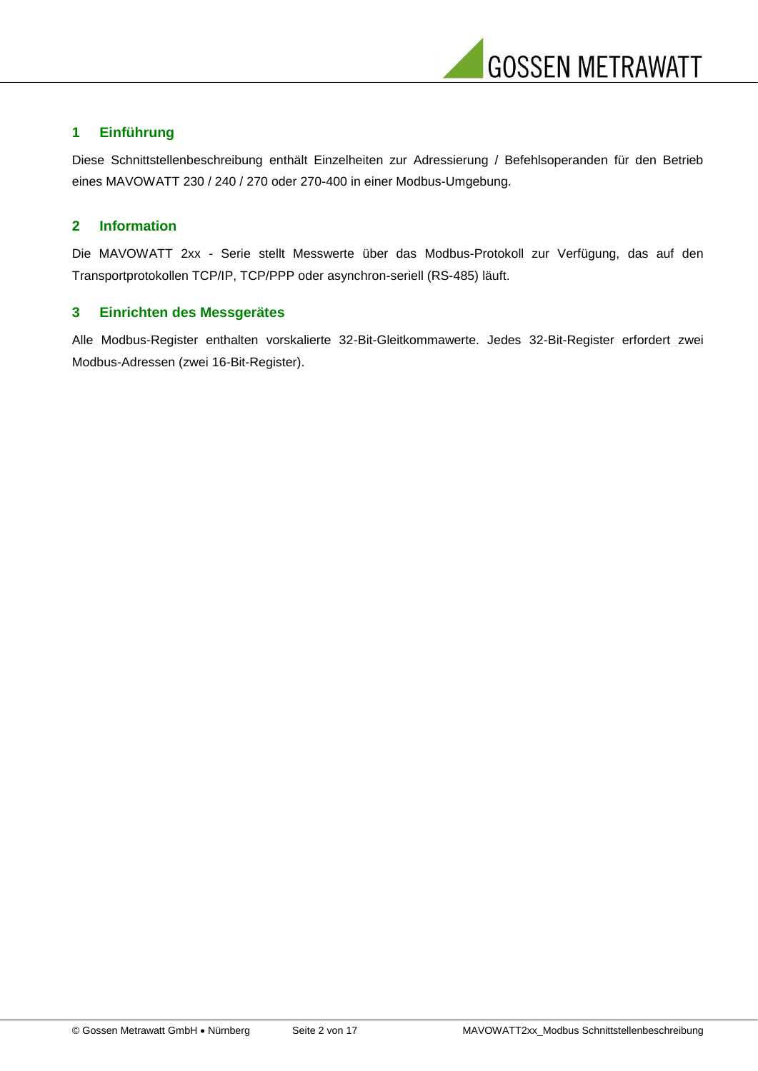## 1 Einführung

Diese Schnittstellenbeschreibung enthält Einzelheiten zur Adressierung / Befehlsoperanden für den Betrieb eines MAVOWATT 230 / 240 / 270 oder 270-400 in einer Modbus-Umgebung.

## 2 Information

Die MAVOWATT 2xx - Serie stellt Messwerte über das Modbus-Protokoll zur Verfügung, das auf den Transportprotokollen TCP/IP, TCP/PPP oder asynchron-seriell (RS-485) läuft.

## 3 Einrichten des Messgerätes

Alle Modbus-Register enthalten vorskalierte 32-Bit-Gleitkommawerte. Jedes 32-Bit-Register erfordert zwei Modbus-Adressen (zwei 16-Bit-Register).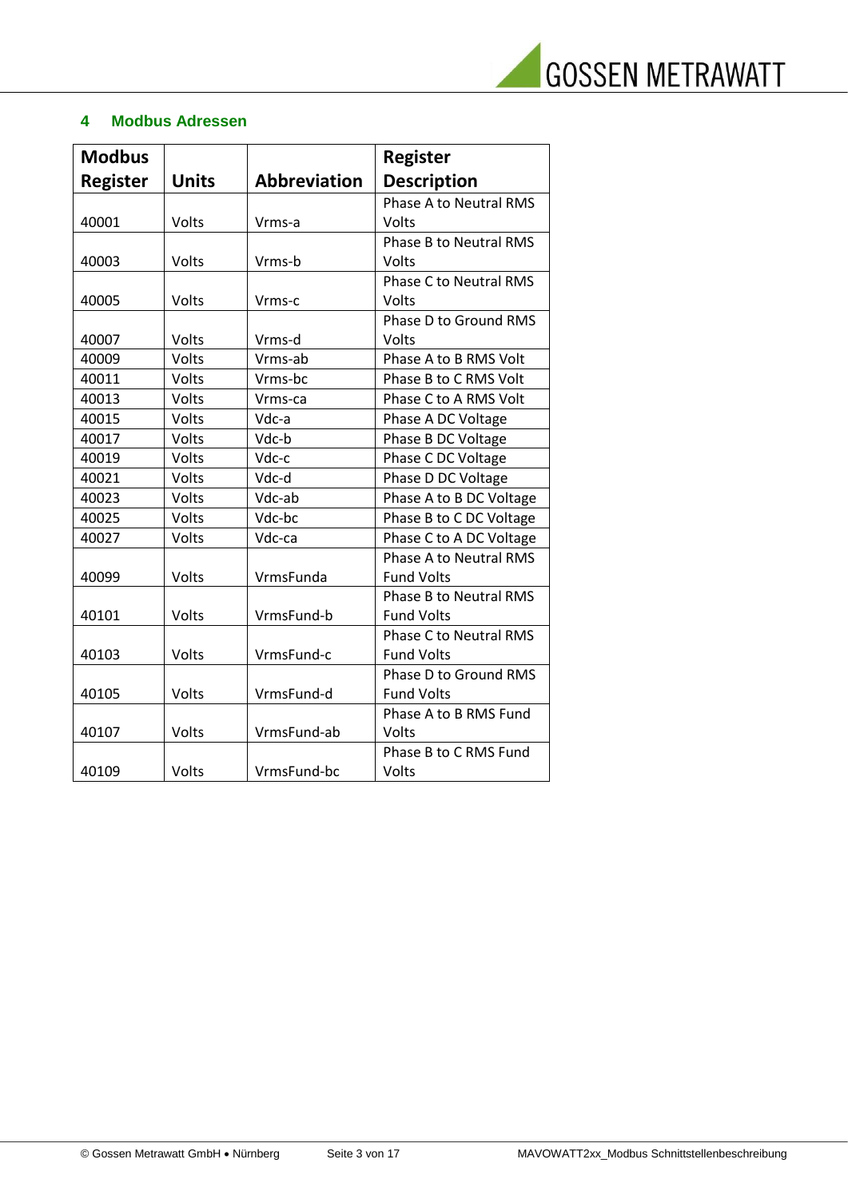## 4 Modbus Adressen

| Modbus Register | Units | Abbreviation | Register Description |
|---|---|---|---|
| 40001 | Volts | Vrms-a | Phase A to Neutral RMS Volts |
| 40003 | Volts | Vrms-b | Phase B to Neutral RMS Volts |
| 40005 | Volts | Vrms-c | Phase C to Neutral RMS Volts |
| 40007 | Volts | Vrms-d | Phase D to Ground RMS Volts |
| 40009 | Volts | Vrms-ab | Phase A to B RMS Volt |
| 40011 | Volts | Vrms-bc | Phase B to C RMS Volt |
| 40013 | Volts | Vrms-ca | Phase C to A RMS Volt |
| 40015 | Volts | Vdc-a | Phase A DC Voltage |
| 40017 | Volts | Vdc-b | Phase B DC Voltage |
| 40019 | Volts | Vdc-c | Phase C DC Voltage |
| 40021 | Volts | Vdc-d | Phase D DC Voltage |
| 40023 | Volts | Vdc-ab | Phase A to B DC Voltage |
| 40025 | Volts | Vdc-bc | Phase B to C DC Voltage |
| 40027 | Volts | Vdc-ca | Phase C to A DC Voltage |
| 40099 | Volts | VrmsFunda | Phase A to Neutral RMS Fund Volts |
| 40101 | Volts | VrmsFund-b | Phase B to Neutral RMS Fund Volts |
| 40103 | Volts | VrmsFund-c | Phase C to Neutral RMS Fund Volts |
| 40105 | Volts | VrmsFund-d | Phase D to Ground RMS Fund Volts |
| 40107 | Volts | VrmsFund-ab | Phase A to B RMS Fund Volts |
| 40109 | Volts | VrmsFund-bc | Phase B to C RMS Fund Volts |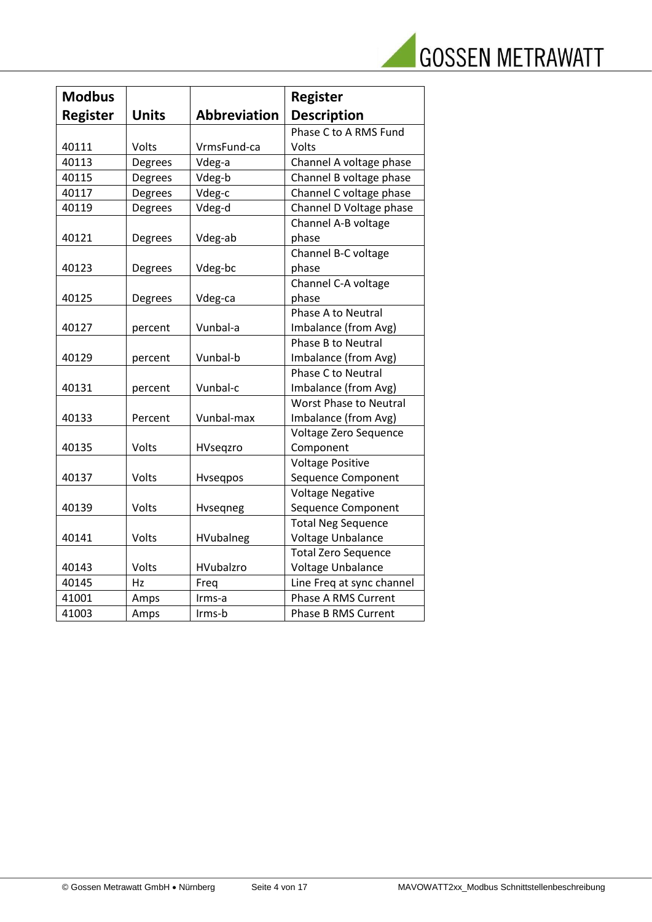| Modbus Register | Units | Abbreviation | Register Description |
|---|---|---|---|
| 40111 | Volts | VrmsFund-ca | Phase C to A RMS Fund Volts |
| 40113 | Degrees | Vdeg-a | Channel A voltage phase |
| 40115 | Degrees | Vdeg-b | Channel B voltage phase |
| 40117 | Degrees | Vdeg-c | Channel C voltage phase |
| 40119 | Degrees | Vdeg-d | Channel D Voltage phase |
| 40121 | Degrees | Vdeg-ab | Channel A-B voltage phase |
| 40123 | Degrees | Vdeg-bc | Channel B-C voltage phase |
| 40125 | Degrees | Vdeg-ca | Channel C-A voltage phase |
| 40127 | percent | Vunbal-a | Phase A to Neutral Imbalance (from Avg) |
| 40129 | percent | Vunbal-b | Phase B to Neutral Imbalance (from Avg) |
| 40131 | percent | Vunbal-c | Phase C to Neutral Imbalance (from Avg) |
| 40133 | Percent | Vunbal-max | Worst Phase to Neutral Imbalance (from Avg) |
| 40135 | Volts | HVseqzro | Voltage Zero Sequence Component |
| 40137 | Volts | Hvseqpos | Voltage Positive Sequence Component |
| 40139 | Volts | Hvseqneg | Voltage Negative Sequence Component |
| 40141 | Volts | HVubalneg | Total Neg Sequence Voltage Unbalance |
| 40143 | Volts | HVubalzro | Total Zero Sequence Voltage Unbalance |
| 40145 | Hz | Freq | Line Freq at sync channel |
| 41001 | Amps | Irms-a | Phase A RMS Current |
| 41003 | Amps | Irms-b | Phase B RMS Current |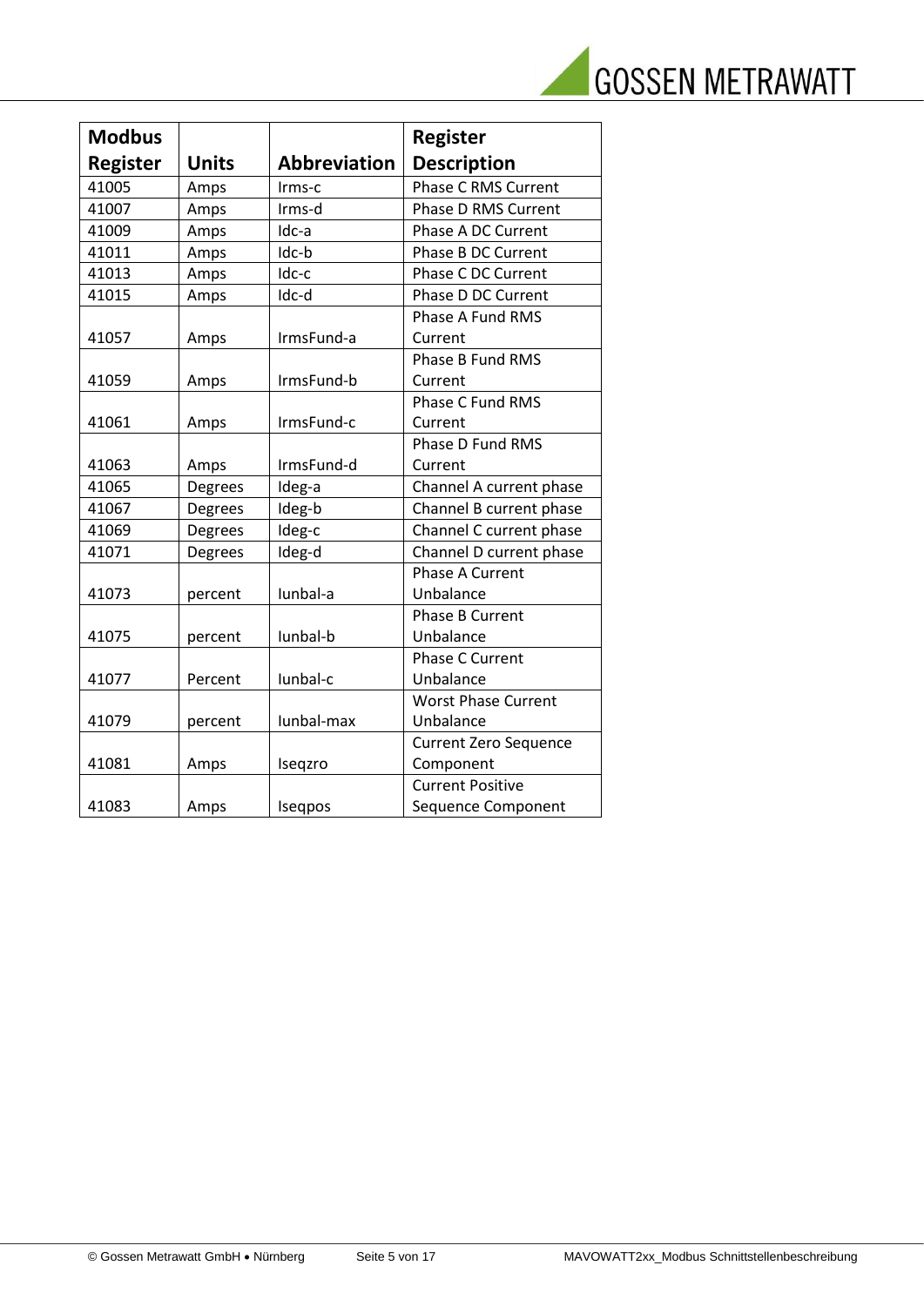| Modbus Register | Units | Abbreviation | Register Description |
|---|---|---|---|
| 41005 | Amps | Irms-c | Phase C RMS Current |
| 41007 | Amps | Irms-d | Phase D RMS Current |
| 41009 | Amps | Idc-a | Phase A DC Current |
| 41011 | Amps | Idc-b | Phase B DC Current |
| 41013 | Amps | Idc-c | Phase C DC Current |
| 41015 | Amps | Idc-d | Phase D DC Current |
| 41057 | Amps | IrmsFund-a | Phase A Fund RMS Current |
| 41059 | Amps | IrmsFund-b | Phase B Fund RMS Current |
| 41061 | Amps | IrmsFund-c | Phase C Fund RMS Current |
| 41063 | Amps | IrmsFund-d | Phase D Fund RMS Current |
| 41065 | Degrees | Ideg-a | Channel A current phase |
| 41067 | Degrees | Ideg-b | Channel B current phase |
| 41069 | Degrees | Ideg-c | Channel C current phase |
| 41071 | Degrees | Ideg-d | Channel D current phase |
| 41073 | percent | Iunbal-a | Phase A Current Unbalance |
| 41075 | percent | Iunbal-b | Phase B Current Unbalance |
| 41077 | Percent | Iunbal-c | Phase C Current Unbalance |
| 41079 | percent | Iunbal-max | Worst Phase Current Unbalance |
| 41081 | Amps | Iseqzro | Current Zero Sequence Component |
| 41083 | Amps | Iseqpos | Current Positive Sequence Component |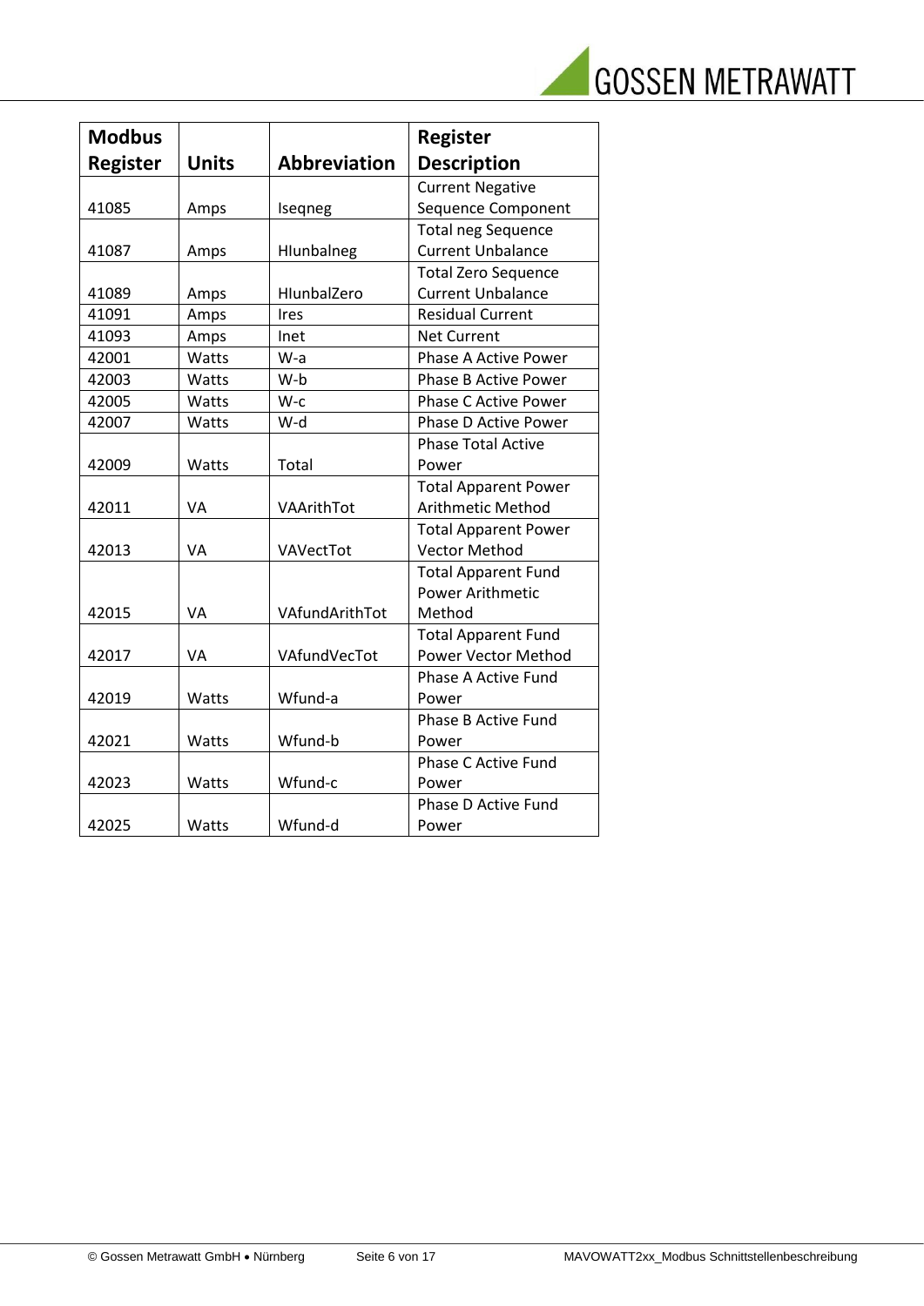| Modbus Register | Units | Abbreviation | Register Description |
|---|---|---|---|
| 41085 | Amps | Iseqneg | Current Negative Sequence Component |
| 41087 | Amps | HIunbalneg | Total neg Sequence Current Unbalance |
| 41089 | Amps | HIunbalZero | Total Zero Sequence Current Unbalance |
| 41091 | Amps | Ires | Residual Current |
| 41093 | Amps | Inet | Net Current |
| 42001 | Watts | W-a | Phase A Active Power |
| 42003 | Watts | W-b | Phase B Active Power |
| 42005 | Watts | W-c | Phase C Active Power |
| 42007 | Watts | W-d | Phase D Active Power |
| 42009 | Watts | Total | Phase Total Active Power |
| 42011 | VA | VAArithTot | Total Apparent Power Arithmetic Method |
| 42013 | VA | VAVectTot | Total Apparent Power Vector Method |
| 42015 | VA | VAfundArithTot | Total Apparent Fund Power Arithmetic Method |
| 42017 | VA | VAfundVecTot | Total Apparent Fund Power Vector Method |
| 42019 | Watts | Wfund-a | Phase A Active Fund Power |
| 42021 | Watts | Wfund-b | Phase B Active Fund Power |
| 42023 | Watts | Wfund-c | Phase C Active Fund Power |
| 42025 | Watts | Wfund-d | Phase D Active Fund Power |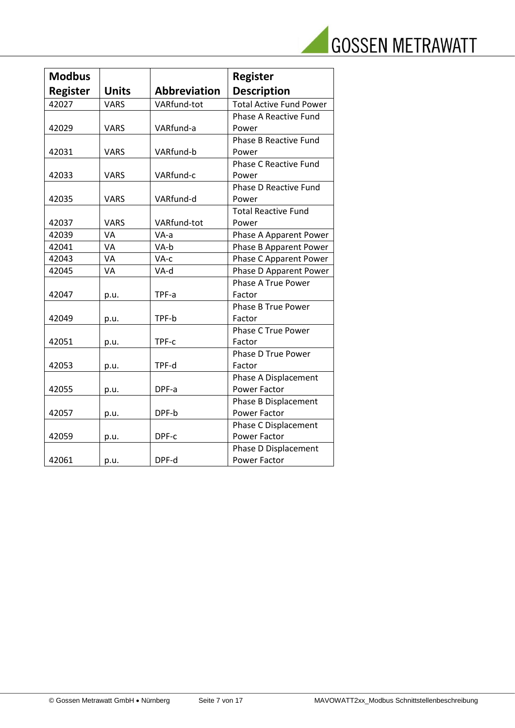| Modbus Register | Units | Abbreviation | Register Description |
|---|---|---|---|
| 42027 | VARS | VARfund-tot | Total Active Fund Power |
| 42029 | VARS | VARfund-a | Phase A Reactive Fund Power |
| 42031 | VARS | VARfund-b | Phase B Reactive Fund Power |
| 42033 | VARS | VARfund-c | Phase C Reactive Fund Power |
| 42035 | VARS | VARfund-d | Phase D Reactive Fund Power |
| 42037 | VARS | VARfund-tot | Total Reactive Fund Power |
| 42039 | VA | VA-a | Phase A Apparent Power |
| 42041 | VA | VA-b | Phase B Apparent Power |
| 42043 | VA | VA-c | Phase C Apparent Power |
| 42045 | VA | VA-d | Phase D Apparent Power |
| 42047 | p.u. | TPF-a | Phase A True Power Factor |
| 42049 | p.u. | TPF-b | Phase B True Power Factor |
| 42051 | p.u. | TPF-c | Phase C True Power Factor |
| 42053 | p.u. | TPF-d | Phase D True Power Factor |
| 42055 | p.u. | DPF-a | Phase A Displacement Power Factor |
| 42057 | p.u. | DPF-b | Phase B Displacement Power Factor |
| 42059 | p.u. | DPF-c | Phase C Displacement Power Factor |
| 42061 | p.u. | DPF-d | Phase D Displacement Power Factor |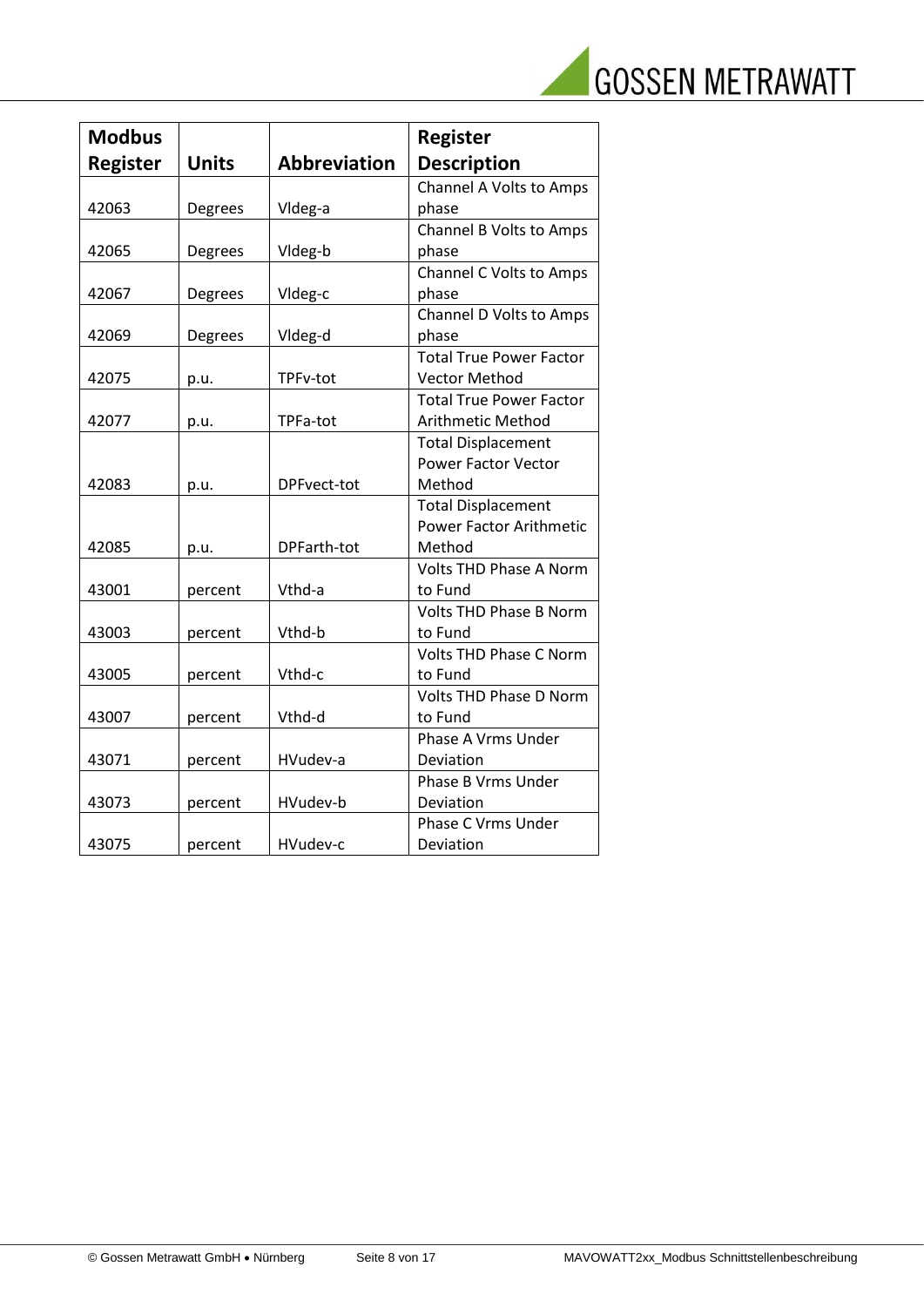| Modbus Register | Units | Abbreviation | Register Description |
| --- | --- | --- | --- |
| 42063 | Degrees | Vldeg-a | Channel A Volts to Amps phase |
| 42065 | Degrees | Vldeg-b | Channel B Volts to Amps phase |
| 42067 | Degrees | Vldeg-c | Channel C Volts to Amps phase |
| 42069 | Degrees | Vldeg-d | Channel D Volts to Amps phase |
| 42075 | p.u. | TPFv-tot | Total True Power Factor Vector Method |
| 42077 | p.u. | TPFa-tot | Total True Power Factor Arithmetic Method |
| 42083 | p.u. | DPFvect-tot | Total Displacement Power Factor Vector Method |
| 42085 | p.u. | DPFarth-tot | Total Displacement Power Factor Arithmetic Method |
| 43001 | percent | Vthd-a | Volts THD Phase A Norm to Fund |
| 43003 | percent | Vthd-b | Volts THD Phase B Norm to Fund |
| 43005 | percent | Vthd-c | Volts THD Phase C Norm to Fund |
| 43007 | percent | Vthd-d | Volts THD Phase D Norm to Fund |
| 43071 | percent | HVudev-a | Phase A Vrms Under Deviation |
| 43073 | percent | HVudev-b | Phase B Vrms Under Deviation |
| 43075 | percent | HVudev-c | Phase C Vrms Under Deviation |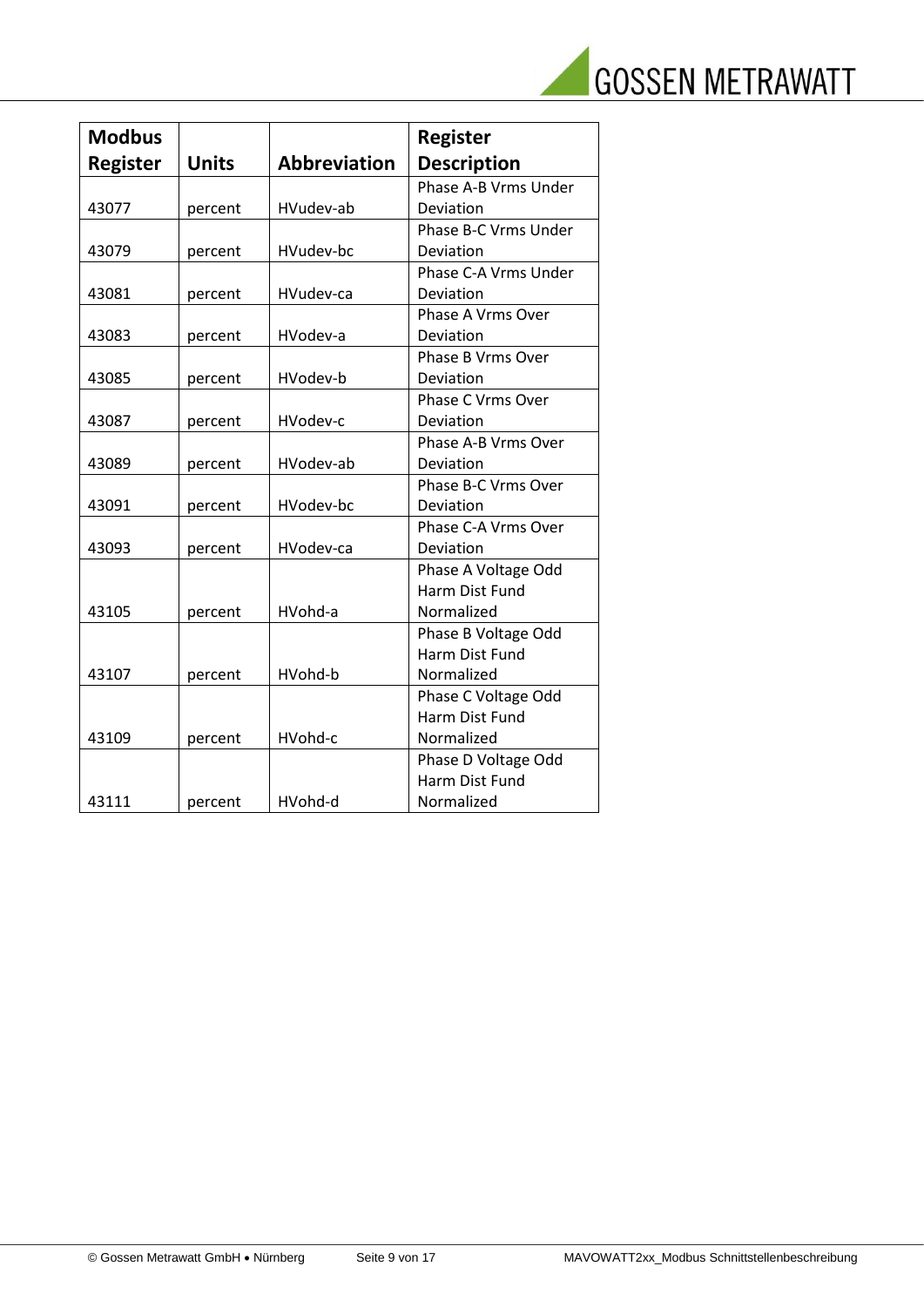| Modbus Register | Units | Abbreviation | Register Description |
|---|---|---|---|
| 43077 | percent | HVudev-ab | Phase A-B Vrms Under Deviation |
| 43079 | percent | HVudev-bc | Phase B-C Vrms Under Deviation |
| 43081 | percent | HVudev-ca | Phase C-A Vrms Under Deviation |
| 43083 | percent | HVodev-a | Phase A Vrms Over Deviation |
| 43085 | percent | HVodev-b | Phase B Vrms Over Deviation |
| 43087 | percent | HVodev-c | Phase C Vrms Over Deviation |
| 43089 | percent | HVodev-ab | Phase A-B Vrms Over Deviation |
| 43091 | percent | HVodev-bc | Phase B-C Vrms Over Deviation |
| 43093 | percent | HVodev-ca | Phase C-A Vrms Over Deviation |
| 43105 | percent | HVohd-a | Phase A Voltage Odd Harm Dist Fund Normalized |
| 43107 | percent | HVohd-b | Phase B Voltage Odd Harm Dist Fund Normalized |
| 43109 | percent | HVohd-c | Phase C Voltage Odd Harm Dist Fund Normalized |
| 43111 | percent | HVohd-d | Phase D Voltage Odd Harm Dist Fund Normalized |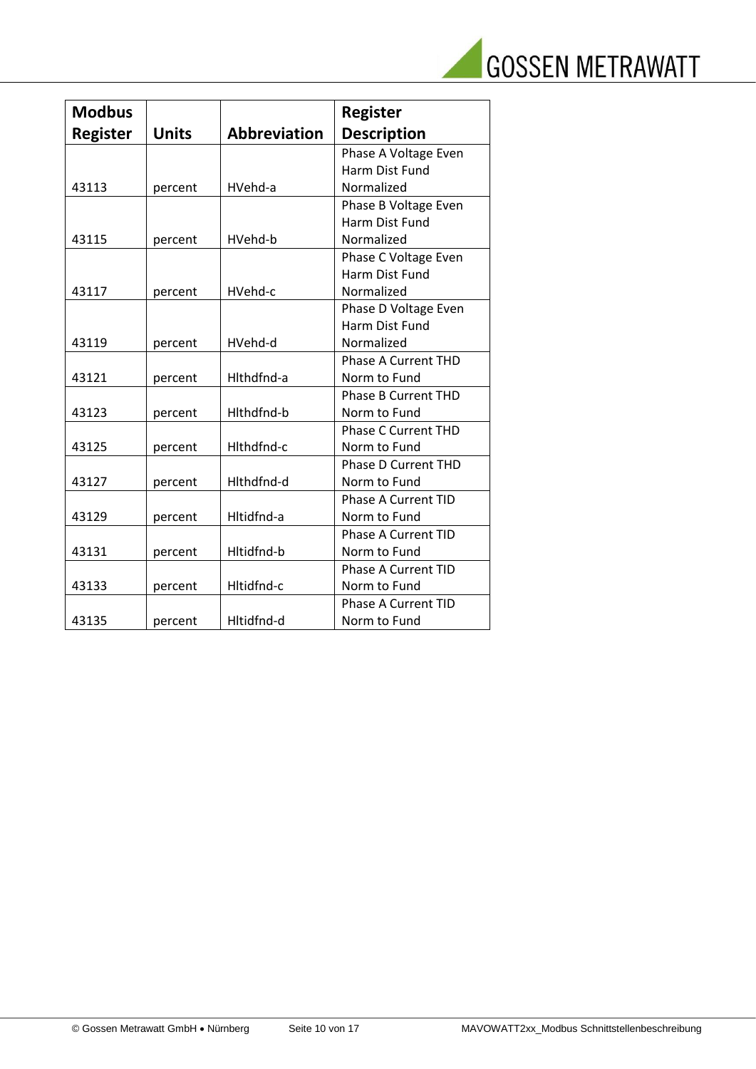| Modbus Register | Units | Abbreviation | Register Description |
|---|---|---|---|
| 43113 | percent | HVehd-a | Phase A Voltage Even Harm Dist Fund Normalized |
| 43115 | percent | HVehd-b | Phase B Voltage Even Harm Dist Fund Normalized |
| 43117 | percent | HVehd-c | Phase C Voltage Even Harm Dist Fund Normalized |
| 43119 | percent | HVehd-d | Phase D Voltage Even Harm Dist Fund Normalized |
| 43121 | percent | HIthdfnd-a | Phase A Current THD Norm to Fund |
| 43123 | percent | HIthdfnd-b | Phase B Current THD Norm to Fund |
| 43125 | percent | HIthdfnd-c | Phase C Current THD Norm to Fund |
| 43127 | percent | HIthdfnd-d | Phase D Current THD Norm to Fund |
| 43129 | percent | HItidfnd-a | Phase A Current TID Norm to Fund |
| 43131 | percent | HItidfnd-b | Phase A Current TID Norm to Fund |
| 43133 | percent | HItidfnd-c | Phase A Current TID Norm to Fund |
| 43135 | percent | HItidfnd-d | Phase A Current TID Norm to Fund |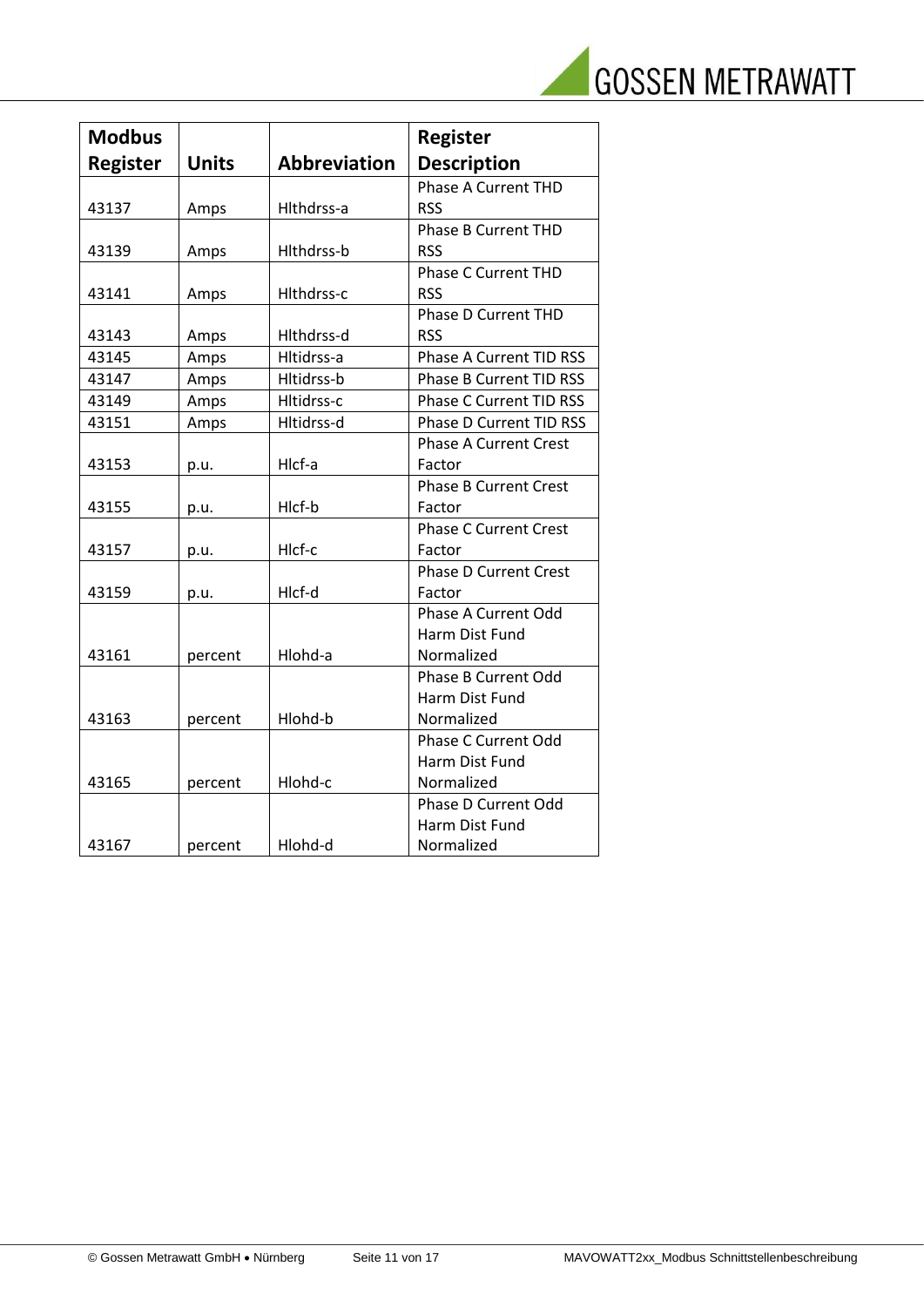| Modbus Register | Units | Abbreviation | Register Description |
|---|---|---|---|
| 43137 | Amps | Hlthdrss-a | Phase A Current THD RSS |
| 43139 | Amps | Hlthdrss-b | Phase B Current THD RSS |
| 43141 | Amps | Hlthdrss-c | Phase C Current THD RSS |
| 43143 | Amps | Hlthdrss-d | Phase D Current THD RSS |
| 43145 | Amps | Hltidrss-a | Phase A Current TID RSS |
| 43147 | Amps | Hltidrss-b | Phase B Current TID RSS |
| 43149 | Amps | Hltidrss-c | Phase C Current TID RSS |
| 43151 | Amps | Hltidrss-d | Phase D Current TID RSS |
| 43153 | p.u. | Hlcf-a | Phase A Current Crest Factor |
| 43155 | p.u. | Hlcf-b | Phase B Current Crest Factor |
| 43157 | p.u. | Hlcf-c | Phase C Current Crest Factor |
| 43159 | p.u. | Hlcf-d | Phase D Current Crest Factor |
| 43161 | percent | Hlohd-a | Phase A Current Odd Harm Dist Fund Normalized |
| 43163 | percent | Hlohd-b | Phase B Current Odd Harm Dist Fund Normalized |
| 43165 | percent | Hlohd-c | Phase C Current Odd Harm Dist Fund Normalized |
| 43167 | percent | Hlohd-d | Phase D Current Odd Harm Dist Fund Normalized |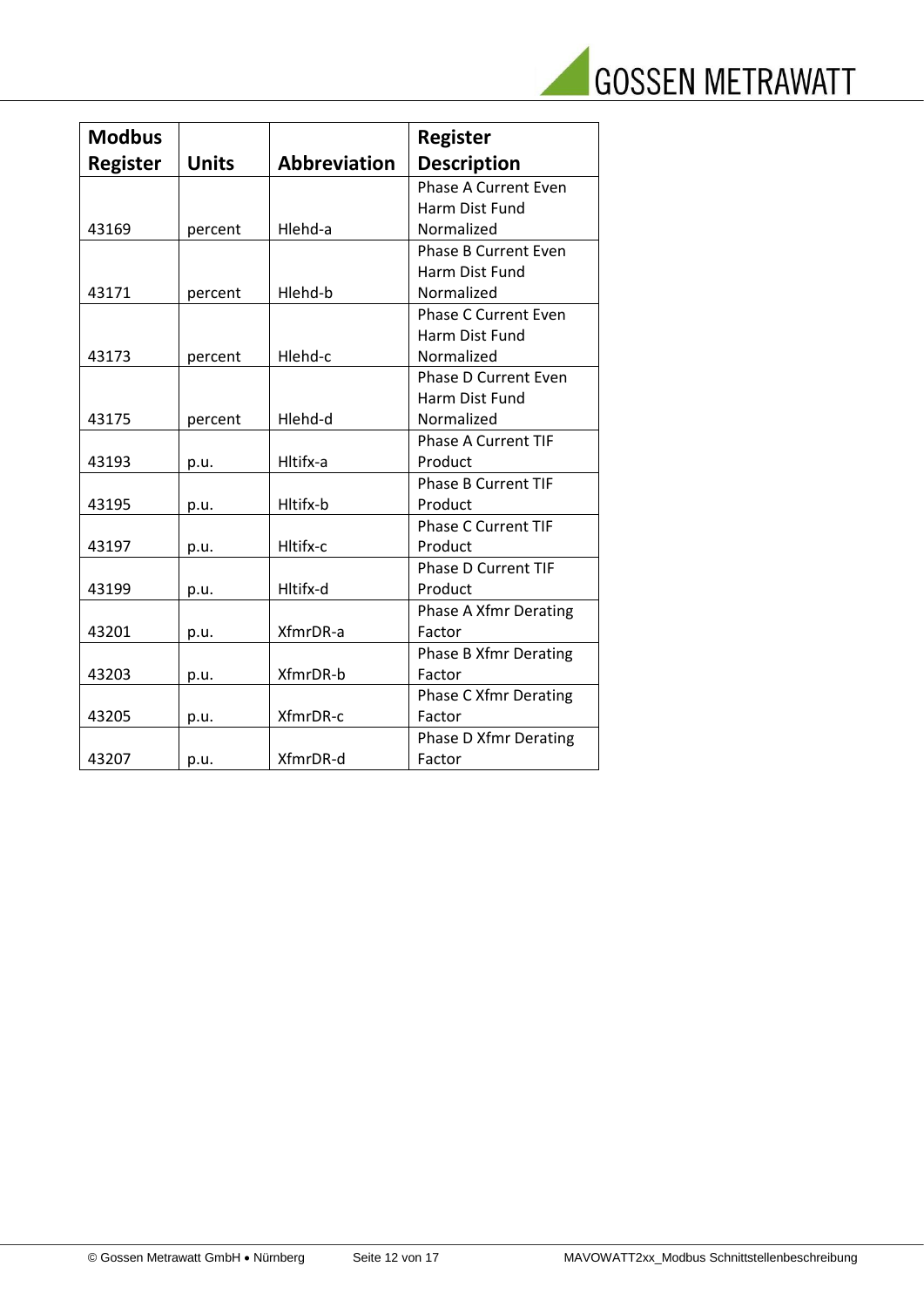| Modbus Register | Units | Abbreviation | Register Description |
| --- | --- | --- | --- |
| 43169 | percent | Hlehd-a | Phase A Current Even Harm Dist Fund Normalized |
| 43171 | percent | Hlehd-b | Phase B Current Even Harm Dist Fund Normalized |
| 43173 | percent | Hlehd-c | Phase C Current Even Harm Dist Fund Normalized |
| 43175 | percent | Hlehd-d | Phase D Current Even Harm Dist Fund Normalized |
| 43193 | p.u. | Hltifx-a | Phase A Current TIF Product |
| 43195 | p.u. | Hltifx-b | Phase B Current TIF Product |
| 43197 | p.u. | Hltifx-c | Phase C Current TIF Product |
| 43199 | p.u. | Hltifx-d | Phase D Current TIF Product |
| 43201 | p.u. | XfmrDR-a | Phase A Xfmr Derating Factor |
| 43203 | p.u. | XfmrDR-b | Phase B Xfmr Derating Factor |
| 43205 | p.u. | XfmrDR-c | Phase C Xfmr Derating Factor |
| 43207 | p.u. | XfmrDR-d | Phase D Xfmr Derating Factor |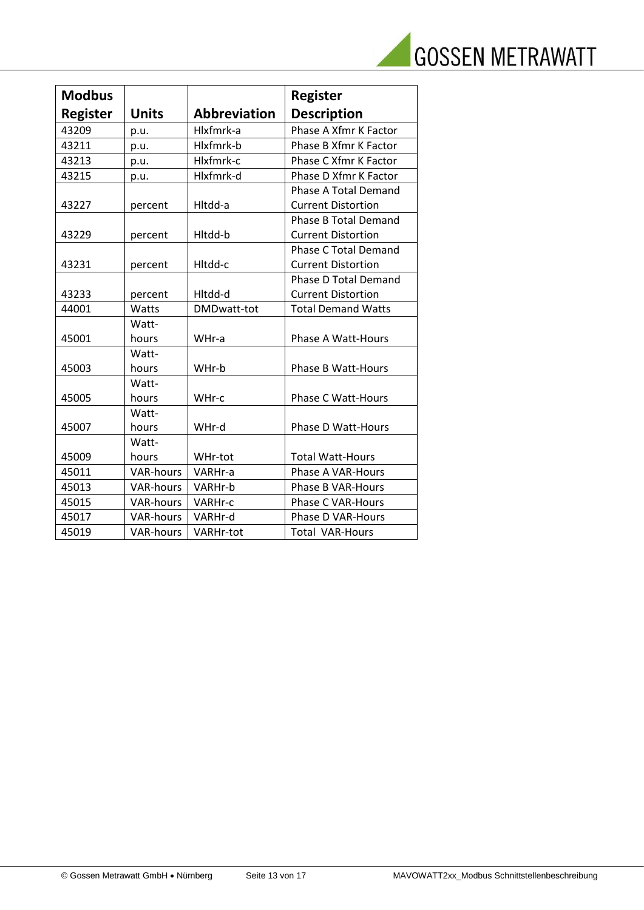| Modbus Register | Units | Abbreviation | Register Description |
|---|---|---|---|
| 43209 | p.u. | Hlxfmrk-a | Phase A Xfmr K Factor |
| 43211 | p.u. | Hlxfmrk-b | Phase B Xfmr K Factor |
| 43213 | p.u. | Hlxfmrk-c | Phase C Xfmr K Factor |
| 43215 | p.u. | Hlxfmrk-d | Phase D Xfmr K Factor |
| 43227 | percent | Hltdd-a | Phase A Total Demand Current Distortion |
| 43229 | percent | Hltdd-b | Phase B Total Demand Current Distortion |
| 43231 | percent | Hltdd-c | Phase C Total Demand Current Distortion |
| 43233 | percent | Hltdd-d | Phase D Total Demand Current Distortion |
| 44001 | Watts | DMDwatt-tot | Total Demand Watts |
| 45001 | Watt-hours | WHr-a | Phase A Watt-Hours |
| 45003 | Watt-hours | WHr-b | Phase B Watt-Hours |
| 45005 | Watt-hours | WHr-c | Phase C Watt-Hours |
| 45007 | Watt-hours | WHr-d | Phase D Watt-Hours |
| 45009 | Watt-hours | WHr-tot | Total Watt-Hours |
| 45011 | VAR-hours | VARHr-a | Phase A VAR-Hours |
| 45013 | VAR-hours | VARHr-b | Phase B VAR-Hours |
| 45015 | VAR-hours | VARHr-c | Phase C VAR-Hours |
| 45017 | VAR-hours | VARHr-d | Phase D VAR-Hours |
| 45019 | VAR-hours | VARHr-tot | Total VAR-Hours |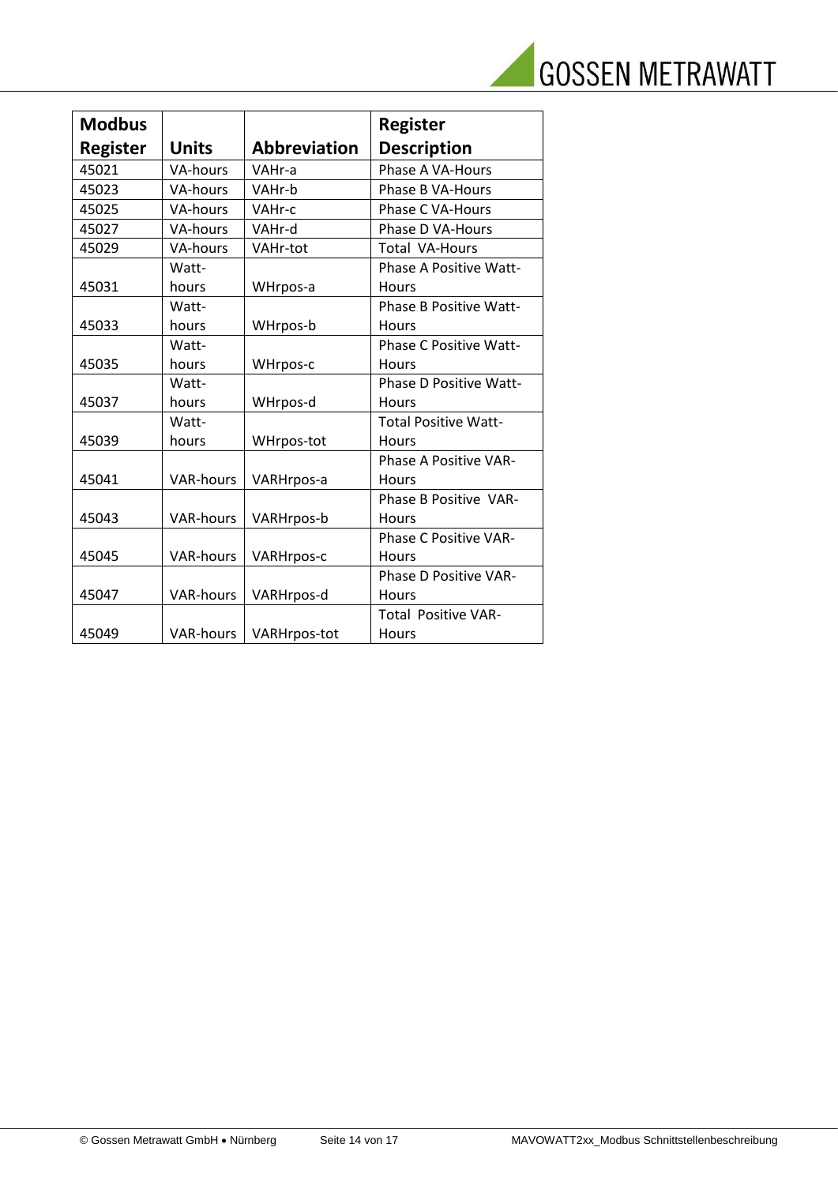| Modbus Register | Units | Abbreviation | Register Description |
|---|---|---|---|
| 45021 | VA-hours | VAHr-a | Phase A VA-Hours |
| 45023 | VA-hours | VAHr-b | Phase B VA-Hours |
| 45025 | VA-hours | VAHr-c | Phase C VA-Hours |
| 45027 | VA-hours | VAHr-d | Phase D VA-Hours |
| 45029 | VA-hours | VAHr-tot | Total VA-Hours |
| 45031 | Watt-hours | WHrpos-a | Phase A Positive Watt-Hours |
| 45033 | Watt-hours | WHrpos-b | Phase B Positive Watt-Hours |
| 45035 | Watt-hours | WHrpos-c | Phase C Positive Watt-Hours |
| 45037 | Watt-hours | WHrpos-d | Phase D Positive Watt-Hours |
| 45039 | Watt-hours | WHrpos-tot | Total Positive Watt-Hours |
| 45041 | VAR-hours | VARHrpos-a | Phase A Positive VAR-Hours |
| 45043 | VAR-hours | VARHrpos-b | Phase B Positive VAR-Hours |
| 45045 | VAR-hours | VARHrpos-c | Phase C Positive VAR-Hours |
| 45047 | VAR-hours | VARHrpos-d | Phase D Positive VAR-Hours |
| 45049 | VAR-hours | VARHrpos-tot | Total Positive VAR-Hours |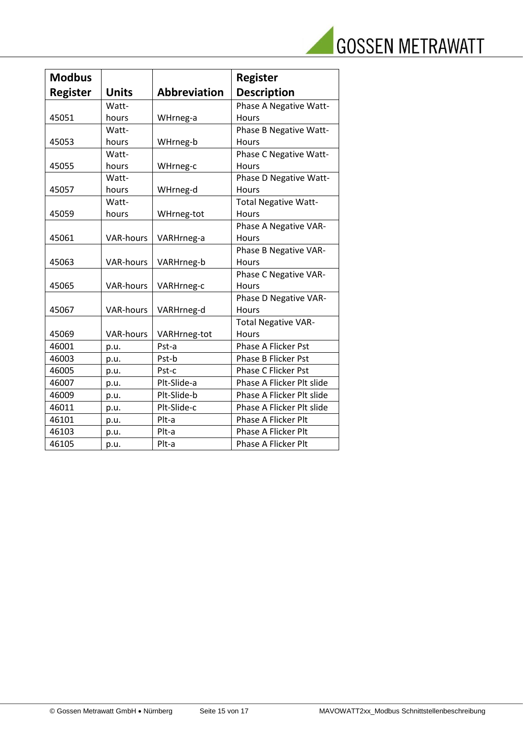| Modbus Register | Units | Abbreviation | Register Description |
|---|---|---|---|
| 45051 | Watt-hours | WHrneg-a | Phase A Negative Watt-Hours |
| 45053 | Watt-hours | WHrneg-b | Phase B Negative Watt-Hours |
| 45055 | Watt-hours | WHrneg-c | Phase C Negative Watt-Hours |
| 45057 | Watt-hours | WHrneg-d | Phase D Negative Watt-Hours |
| 45059 | Watt-hours | WHrneg-tot | Total Negative Watt-Hours |
| 45061 | VAR-hours | VARHrneg-a | Phase A Negative VAR-Hours |
| 45063 | VAR-hours | VARHrneg-b | Phase B Negative VAR-Hours |
| 45065 | VAR-hours | VARHrneg-c | Phase C Negative VAR-Hours |
| 45067 | VAR-hours | VARHrneg-d | Phase D Negative VAR-Hours |
| 45069 | VAR-hours | VARHrneg-tot | Total Negative VAR-Hours |
| 46001 | p.u. | Pst-a | Phase A Flicker Pst |
| 46003 | p.u. | Pst-b | Phase B Flicker Pst |
| 46005 | p.u. | Pst-c | Phase C Flicker Pst |
| 46007 | p.u. | Plt-Slide-a | Phase A Flicker Plt slide |
| 46009 | p.u. | Plt-Slide-b | Phase A Flicker Plt slide |
| 46011 | p.u. | Plt-Slide-c | Phase A Flicker Plt slide |
| 46101 | p.u. | Plt-a | Phase A Flicker Plt |
| 46103 | p.u. | Plt-a | Phase A Flicker Plt |
| 46105 | p.u. | Plt-a | Phase A Flicker Plt |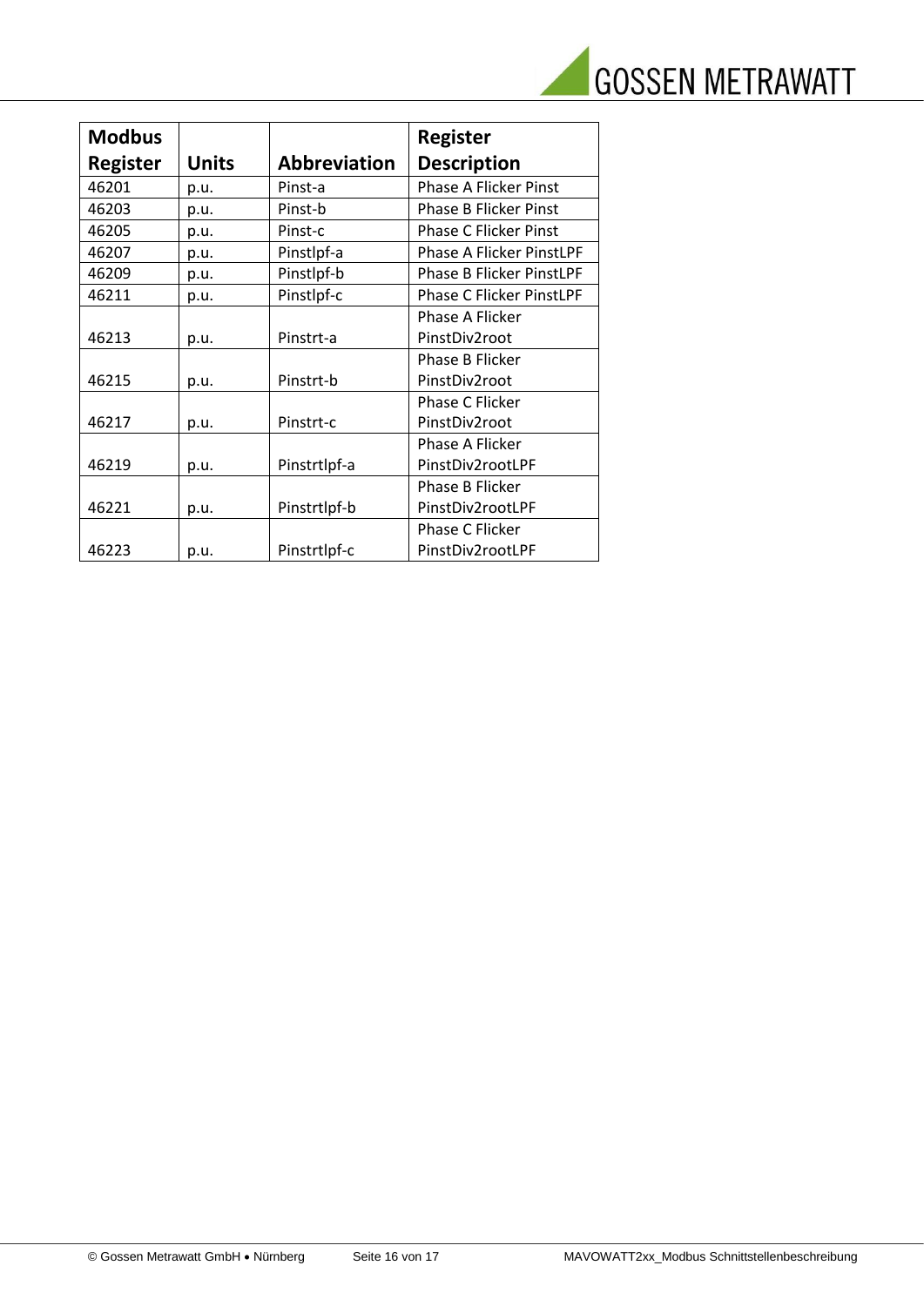| Modbus Register | Units | Abbreviation | Register Description |
|---|---|---|---|
| 46201 | p.u. | Pinst-a | Phase A Flicker Pinst |
| 46203 | p.u. | Pinst-b | Phase B Flicker Pinst |
| 46205 | p.u. | Pinst-c | Phase C Flicker Pinst |
| 46207 | p.u. | Pinstlpf-a | Phase A Flicker PinstLPF |
| 46209 | p.u. | Pinstlpf-b | Phase B Flicker PinstLPF |
| 46211 | p.u. | Pinstlpf-c | Phase C Flicker PinstLPF |
| 46213 | p.u. | Pinstrt-a | Phase A Flicker PinstDiv2root |
| 46215 | p.u. | Pinstrt-b | Phase B Flicker PinstDiv2root |
| 46217 | p.u. | Pinstrt-c | Phase C Flicker PinstDiv2root |
| 46219 | p.u. | Pinstrtlpf-a | Phase A Flicker PinstDiv2rootLPF |
| 46221 | p.u. | Pinstrtlpf-b | Phase B Flicker PinstDiv2rootLPF |
| 46223 | p.u. | Pinstrtlpf-c | Phase C Flicker PinstDiv2rootLPF |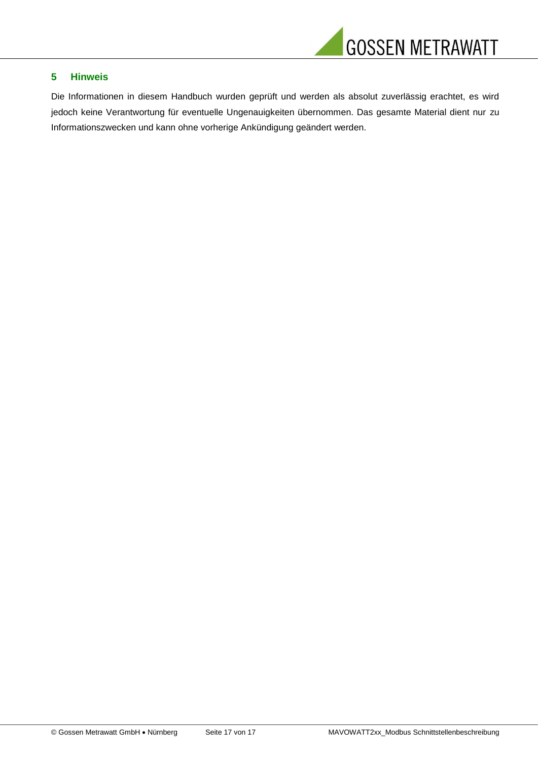## 5 Hinweis

Die Informationen in diesem Handbuch wurden geprüft und werden als absolut zuverlässig erachtet, es wird jedoch keine Verantwortung für eventuelle Ungenauigkeiten übernommen. Das gesamte Material dient nur zu Informationszwecken und kann ohne vorherige Ankündigung geändert werden.